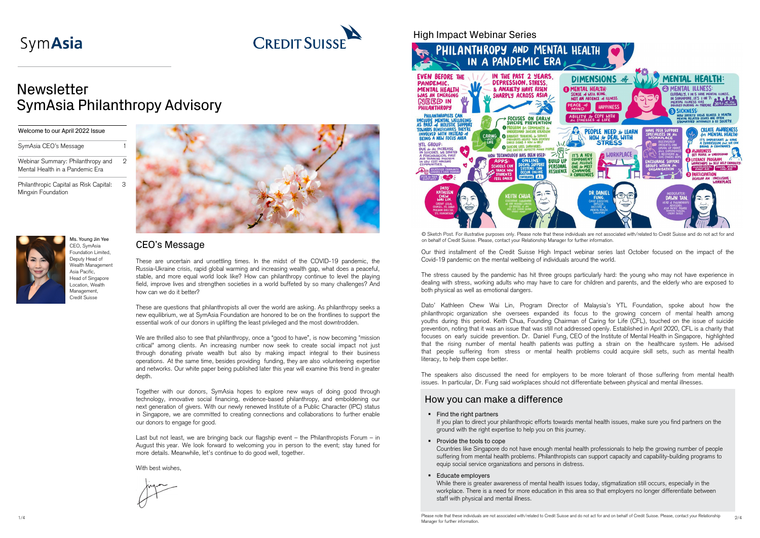SymAsia

CREDIT SUISSE

# Newsletter SymAsia Philanthropy Advisory

| Welcome to our April 2022 Issue | |
|---|---|
| SymAsia CEO's Message | 1 |
| Webinar Summary: Philanthropy and Mental Health in a Pandemic Era | 2 |
| Philanthropic Capital as Risk Capital: Mingxin Foundation | 3 |

**Ms. Young Jin Yee**
CEO, SymAsia Foundation Limited, Deputy Head of Wealth Management Asia Pacific, Head of Singapore Location, Wealth Management, Credit Suisse

## CEO's Message

These are uncertain and unsettling times. In the midst of the COVID-19 pandemic, the Russia-Ukraine crisis, rapid global warming and increasing wealth gap, what does a peaceful, stable, and more equal world look like? How can philanthropy continue to level the playing field, improve lives and strengthen societies in a world buffeted by so many challenges? And how can we do it better?

These are questions that philanthropists all over the world are asking. As philanthropy seeks a new equilibrium, we at SymAsia Foundation are honored to be on the frontlines to support the essential work of our donors in uplifting the least privileged and the most downtrodden.

We are thrilled also to see that philanthropy, once a "good to have", is now becoming "mission critical" among clients. An increasing number now seek to create social impact not just through donating private wealth but also by making impact integral to their business operations. At the same time, besides providing funding, they are also volunteering expertise and networks. Our white paper being published later this year will examine this trend in greater depth.

Together with our donors, SymAsia hopes to explore new ways of doing good through technology, innovative social financing, evidence-based philanthropy, and emboldening our next generation of givers. With our newly renewed Institute of a Public Character (IPC) status in Singapore, we are committed to creating connections and collaborations to further enable our donors to engage for good.

Last but not least, we are bringing back our flagship event – the Philanthropists Forum – in August this year. We look forward to welcoming you in person to the event; stay tuned for more details. Meanwhile, let's continue to do good well, together.

With best wishes,

## High Impact Webinar Series

© Sketch Post. For illustrative purposes only. Please note that these individuals are not associated with/related to Credit Suisse and do not act for and on behalf of Credit Suisse. Please, contact your Relationship Manager for further information.

Our third installment of the Credit Suisse High Impact webinar series last October focused on the impact of the Covid-19 pandemic on the mental wellbeing of individuals around the world.

The stress caused by the pandemic has hit three groups particularly hard: the young who may not have experience in dealing with stress, working adults who may have to care for children and parents, and the elderly who are exposed to both physical as well as emotional dangers.

Dato' Kathleen Chew Wai Lin, Program Director of Malaysia's YTL Foundation, spoke about how the philanthropic organization she oversees expanded its focus to the growing concern of mental health among youths during this period. Keith Chua, Founding Chairman of Caring for Life (CFL), touched on the issue of suicide prevention, noting that it was an issue that was still not addressed openly. Established in April 2020, CFL is a charity that focuses on early suicide prevention. Dr. Daniel Fung, CEO of the Institute of Mental Health in Singapore, highlighted that the rising number of mental health patients was putting a strain on the healthcare system. He advised that people suffering from stress or mental health problems could acquire skill sets, such as mental health literacy, to help them cope better.

The speakers also discussed the need for employers to be more tolerant of those suffering from mental health issues. In particular, Dr. Fung said workplaces should not differentiate between physical and mental illnesses.

### How you can make a difference

- **Find the right partners**
  If you plan to direct your philanthropic efforts towards mental health issues, make sure you find partners on the ground with the right expertise to help you on this journey.
- **Provide the tools to cope**
  Countries like Singapore do not have enough mental health professionals to help the growing number of people suffering from mental health problems. Philanthropists can support capacity and capability-building programs to equip social service organizations and persons in distress.
- **Educate employers**
  While there is greater awareness of mental health issues today, stigmatization still occurs, especially in the workplace. There is a need for more education in this area so that employers no longer differentiate between staff with physical and mental illness.

Please note that these individuals are not associated with/related to Credit Suisse and do not act for and on behalf of Credit Suisse. Please, contact your Relationship Manager for further information.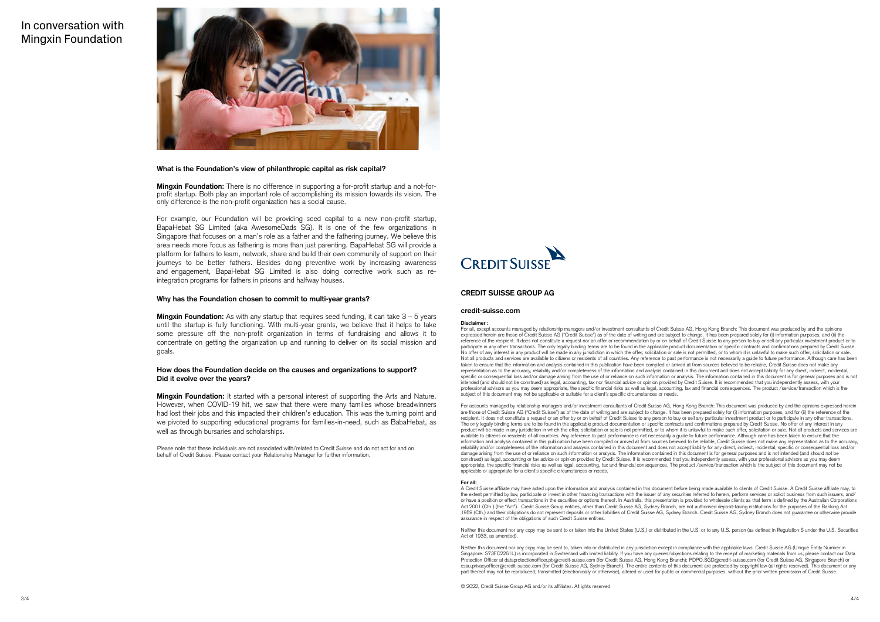# In conversation with Mingxin Foundation

### What is the Foundation's view of philanthropic capital as risk capital?

**Mingxin Foundation:** There is no difference in supporting a for-profit startup and a not-for-profit startup. Both play an important role of accomplishing its mission towards its vision. The only difference is the non-profit organization has a social cause.

For example, our Foundation will be providing seed capital to a new non-profit startup, BapaHebat SG Limited (aka AwesomeDads SG). It is one of the few organizations in Singapore that focuses on a man's role as a father and the fathering journey. We believe this area needs more focus as fathering is more than just parenting. BapaHebat SG will provide a platform for fathers to learn, network, share and build their own community of support on their journeys to be better fathers. Besides doing preventive work by increasing awareness and engagement, BapaHebat SG Limited is also doing corrective work such as re-integration programs for fathers in prisons and halfway houses.

### Why has the Foundation chosen to commit to multi-year grants?

**Mingxin Foundation:** As with any startup that requires seed funding, it can take 3 – 5 years until the startup is fully functioning. With multi-year grants, we believe that it helps to take some pressure off the non-profit organization in terms of fundraising and allows it to concentrate on getting the organization up and running to deliver on its social mission and goals.

### How does the Foundation decide on the causes and organizations to support? Did it evolve over the years?

**Mingxin Foundation:** It started with a personal interest of supporting the Arts and Nature. However, when COVID-19 hit, we saw that there were many families whose breadwinners had lost their jobs and this impacted their children's education. This was the turning point and we pivoted to supporting educational programs for families-in-need, such as BabaHebat, as well as through bursaries and scholarships.

Please note that these individuals are not associated with/related to Credit Suisse and do not act for and on behalf of Credit Suisse. Please contact your Relationship Manager for further information.

CREDIT SUISSE

**CREDIT SUISSE GROUP AG**

**credit-suisse.com**

**Disclaimer :**

For all, except accounts managed by relationship managers and/or investment consultants of Credit Suisse AG, Hong Kong Branch: This document was produced by and the opinions expressed herein are those of Credit Suisse AG ("Credit Suisse") as of the date of writing and are subject to change. It has been prepared solely for (i) information purposes, and (ii) the reference of the recipient. It does not constitute a request nor an offer or recommendation by or on behalf of Credit Suisse to any person to buy or sell any particular investment product or to participate in any other transactions. The only legally binding terms are to be found in the applicable product documentation or specific contracts and confirmations prepared by Credit Suisse. No offer of any interest in any product will be made in any jurisdiction in which the offer, solicitation or sale is not permitted, or to whom it is unlawful to make such offer, solicitation or sale. Not all products and services are available to citizens or residents of all countries. Any reference to past performance is not necessarily a guide to future performance. Although care has been taken to ensure that the information and analysis contained in this publication have been compiled or arrived at from sources believed to be reliable, Credit Suisse does not make any representation as to the accuracy, reliability and/or completeness of the information and analysis contained in this document and does not accept liability for any direct, indirect, incidental, specific or consequential loss and/or damage arising from the use of or reliance on such information or analysis. The information contained in this document is for general purposes and is not intended (and should not be construed) as legal, accounting, tax nor financial advice or opinion provided by Credit Suisse. It is recommended that you independently assess, with your professional advisors as you may deem appropriate, the specific financial risks as well as legal, accounting, tax and financial consequences. The product /service/transaction which is the subject of this document may not be applicable or suitable for a client's specific circumstances or needs.

For accounts managed by relationship managers and/or investment consultants of Credit Suisse AG, Hong Kong Branch: This document was produced by and the opinions expressed herein are those of Credit Suisse AG ("Credit Suisse") as of the date of writing and are subject to change. It has been prepared solely for (i) information purposes, and for (ii) the reference of the recipient. It does not constitute a request nor an offer by or on behalf of Credit Suisse to any person to buy or sell any particular investment product or to participate in any other transactions. The only legally binding terms are to be found in the applicable product documentation or specific contracts and confirmations prepared by Credit Suisse. No offer of any interest in any product will be made in any jurisdiction in which the offer, solicitation or sale is not permitted, or to whom it is unlawful to make such offer, solicitation or sale. Not all products and services are available to citizens or residents of all countries. Any reference to past performance is not necessarily a guide to future performance. Although care has been taken to ensure that the information and analysis contained in this publication have been compiled or arrived at from sources believed to be reliable, Credit Suisse does not make any representation as to the accuracy, reliability and/or completeness of the information and analysis contained in this document and does not accept liability for any direct, indirect, incidental, specific or consequential loss and/or damage arising from the use of or reliance on such information or analysis. The information contained in this document is for general purposes and is not intended (and should not be construed) as legal, accounting, tax nor financial advice or opinion provided by Credit Suisse. It is recommended that you independently assess, with your professional advisors as you may deem appropriate, the specific financial risks as well as legal, accounting, tax and financial consequences. The product /service/transaction which is the subject of this document may not be applicable or appropriate for a client's specific circumstances or needs.

**For all:**

A Credit Suisse affiliate may have acted upon the information and analysis contained in this document before being made available to clients of Credit Suisse. A Credit Suisse affiliate may, to the extent permitted by law, participate or invest in other financing transactions with the issuer of any securities referred to herein, perform services or solicit business from such issuers, and/ or have a position or effect transactions in the securities or options thereof. In Australia, this presentation is provided to wholesale clients as that term is defined by the Australian Corporations Act 2001 (Cth.) (the "Act"). Credit Suisse Group entities, other than Credit Suisse AG, Sydney Branch, are not authorised deposit-taking institutions for the purposes of the Banking Act 1959 (Cth.) and their obligations do not represent deposits or other liabilities of Credit Suisse AG, Sydney Branch. Credit Suisse AG, Sydney Branch does not guarantee or otherwise provide assurance in respect of the obligations of such Credit Suisse entities.

Neither this document nor any copy may be sent to or taken into the United States (U.S.) or distributed in the U.S. or to any U.S. person (as defined in Regulation S under the U.S. Securities Act of 1933, as amended).

Neither this document nor any copy may be sent to, taken into or distributed in any jurisdiction except in compliance with the applicable laws. Credit Suisse AG (Unique Entity Number in Singapore: S73FC2261L) is incorporated in Switzerland with limited liability. If you have any queries/objections relating to the receipt of marketing materials from us, please contact our Data Protection Officer at dataprotectionofficer.pb@credit-suisse.com (for Credit Suisse AG, Hong Kong Branch); PDPO.SGD@credit-suisse.com (for Credit Suisse AG, Singapore Branch) or csau.privacyofficer@credit-suisse.com (for Credit Suisse AG, Sydney Branch). The entire contents of this document are protected by copyright law (all rights reserved). This document or any part thereof may not be reproduced, transmitted (electronically or otherwise), altered or used for public or commercial purposes, without the prior written permission of Credit Suisse.

© 2022, Credit Suisse Group AG and/or its affiliates. All rights reserved